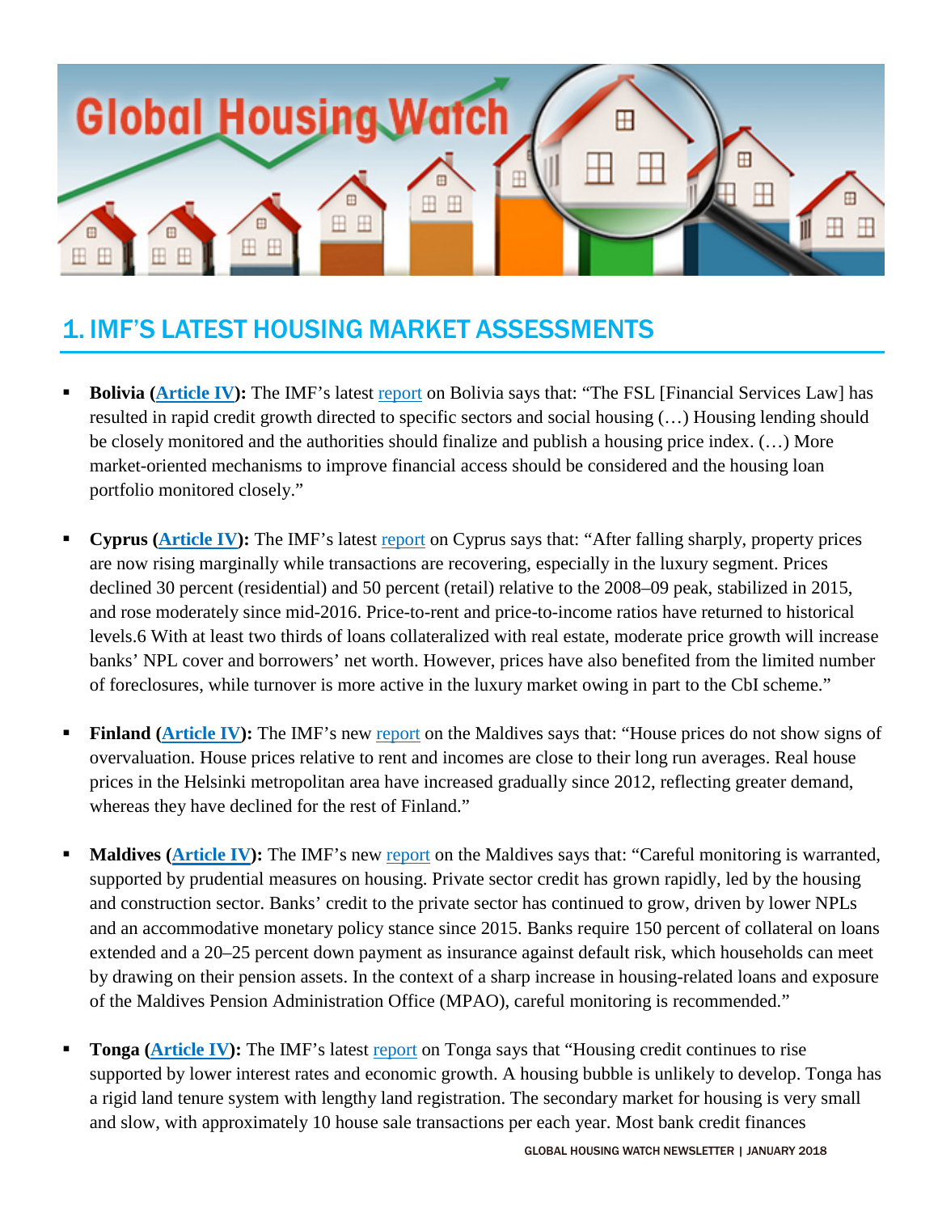## 1. IMF'S LATEST HOUSING MARKET ASSESSMENTS

- **Bolivia (Article IV):** The IMF's latest report on Bolivia says that: "The FSL [Financial Services Law] has resulted in rapid credit growth directed to specific sectors and social housing (…) Housing lending should be closely monitored and the authorities should finalize and publish a housing price index. (…) More market-oriented mechanisms to improve financial access should be considered and the housing loan portfolio monitored closely."

- **Cyprus (Article IV):** The IMF's latest report on Cyprus says that: "After falling sharply, property prices are now rising marginally while transactions are recovering, especially in the luxury segment. Prices declined 30 percent (residential) and 50 percent (retail) relative to the 2008–09 peak, stabilized in 2015, and rose moderately since mid-2016. Price-to-rent and price-to-income ratios have returned to historical levels.6 With at least two thirds of loans collateralized with real estate, moderate price growth will increase banks' NPL cover and borrowers' net worth. However, prices have also benefited from the limited number of foreclosures, while turnover is more active in the luxury market owing in part to the CbI scheme."

- **Finland (Article IV):** The IMF's new report on the Maldives says that: "House prices do not show signs of overvaluation. House prices relative to rent and incomes are close to their long run averages. Real house prices in the Helsinki metropolitan area have increased gradually since 2012, reflecting greater demand, whereas they have declined for the rest of Finland."

- **Maldives (Article IV):** The IMF's new report on the Maldives says that: "Careful monitoring is warranted, supported by prudential measures on housing. Private sector credit has grown rapidly, led by the housing and construction sector. Banks' credit to the private sector has continued to grow, driven by lower NPLs and an accommodative monetary policy stance since 2015. Banks require 150 percent of collateral on loans extended and a 20–25 percent down payment as insurance against default risk, which households can meet by drawing on their pension assets. In the context of a sharp increase in housing-related loans and exposure of the Maldives Pension Administration Office (MPAO), careful monitoring is recommended."

- **Tonga (Article IV):** The IMF's latest report on Tonga says that "Housing credit continues to rise supported by lower interest rates and economic growth. A housing bubble is unlikely to develop. Tonga has a rigid land tenure system with lengthy land registration. The secondary market for housing is very small and slow, with approximately 10 house sale transactions per each year. Most bank credit finances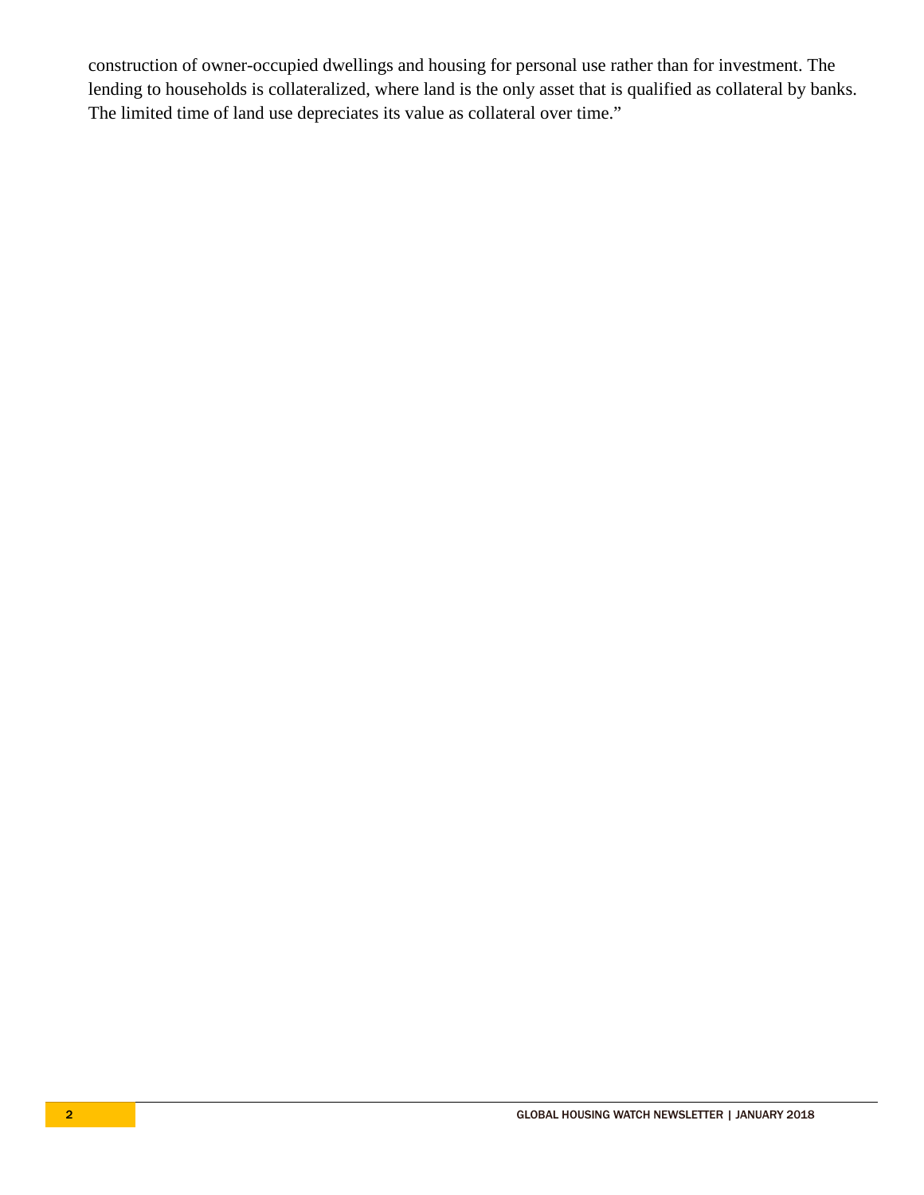construction of owner-occupied dwellings and housing for personal use rather than for investment. The lending to households is collateralized, where land is the only asset that is qualified as collateral by banks. The limited time of land use depreciates its value as collateral over time."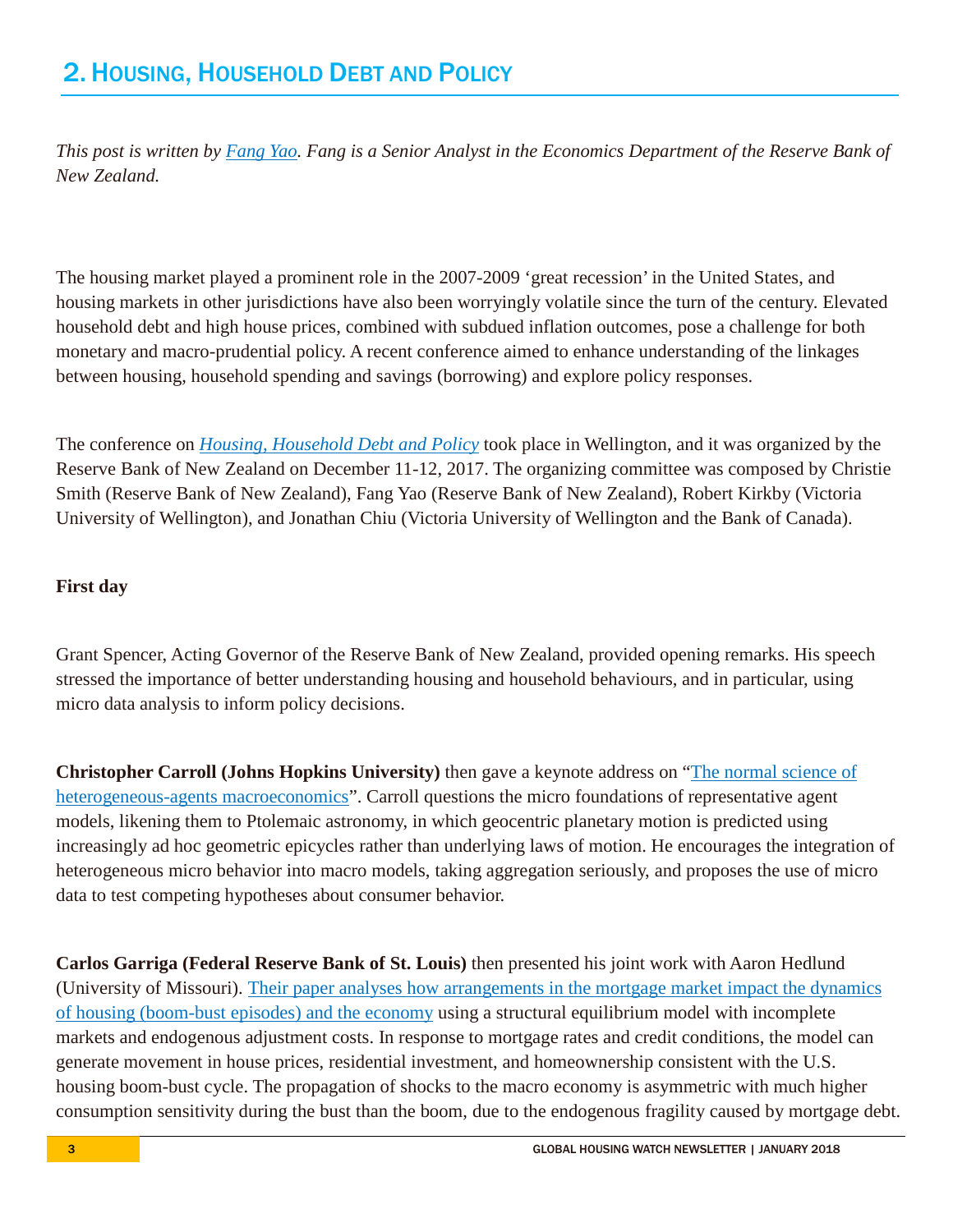## 2. Housing, Household Debt and Policy

*This post is written by [Fang Yao](). Fang is a Senior Analyst in the Economics Department of the Reserve Bank of New Zealand.*

The housing market played a prominent role in the 2007-2009 'great recession' in the United States, and housing markets in other jurisdictions have also been worryingly volatile since the turn of the century. Elevated household debt and high house prices, combined with subdued inflation outcomes, pose a challenge for both monetary and macro-prudential policy. A recent conference aimed to enhance understanding of the linkages between housing, household spending and savings (borrowing) and explore policy responses.

The conference on [*Housing, Household Debt and Policy*]() took place in Wellington, and it was organized by the Reserve Bank of New Zealand on December 11-12, 2017. The organizing committee was composed by Christie Smith (Reserve Bank of New Zealand), Fang Yao (Reserve Bank of New Zealand), Robert Kirkby (Victoria University of Wellington), and Jonathan Chiu (Victoria University of Wellington and the Bank of Canada).

**First day**

Grant Spencer, Acting Governor of the Reserve Bank of New Zealand, provided opening remarks. His speech stressed the importance of better understanding housing and household behaviours, and in particular, using micro data analysis to inform policy decisions.

**Christopher Carroll (Johns Hopkins University)** then gave a keynote address on "[The normal science of heterogeneous-agents macroeconomics]()". Carroll questions the micro foundations of representative agent models, likening them to Ptolemaic astronomy, in which geocentric planetary motion is predicted using increasingly ad hoc geometric epicycles rather than underlying laws of motion. He encourages the integration of heterogeneous micro behavior into macro models, taking aggregation seriously, and proposes the use of micro data to test competing hypotheses about consumer behavior.

**Carlos Garriga (Federal Reserve Bank of St. Louis)** then presented his joint work with Aaron Hedlund (University of Missouri). [Their paper analyses how arrangements in the mortgage market impact the dynamics of housing (boom-bust episodes) and the economy]() using a structural equilibrium model with incomplete markets and endogenous adjustment costs. In response to mortgage rates and credit conditions, the model can generate movement in house prices, residential investment, and homeownership consistent with the U.S. housing boom-bust cycle. The propagation of shocks to the macro economy is asymmetric with much higher consumption sensitivity during the bust than the boom, due to the endogenous fragility caused by mortgage debt.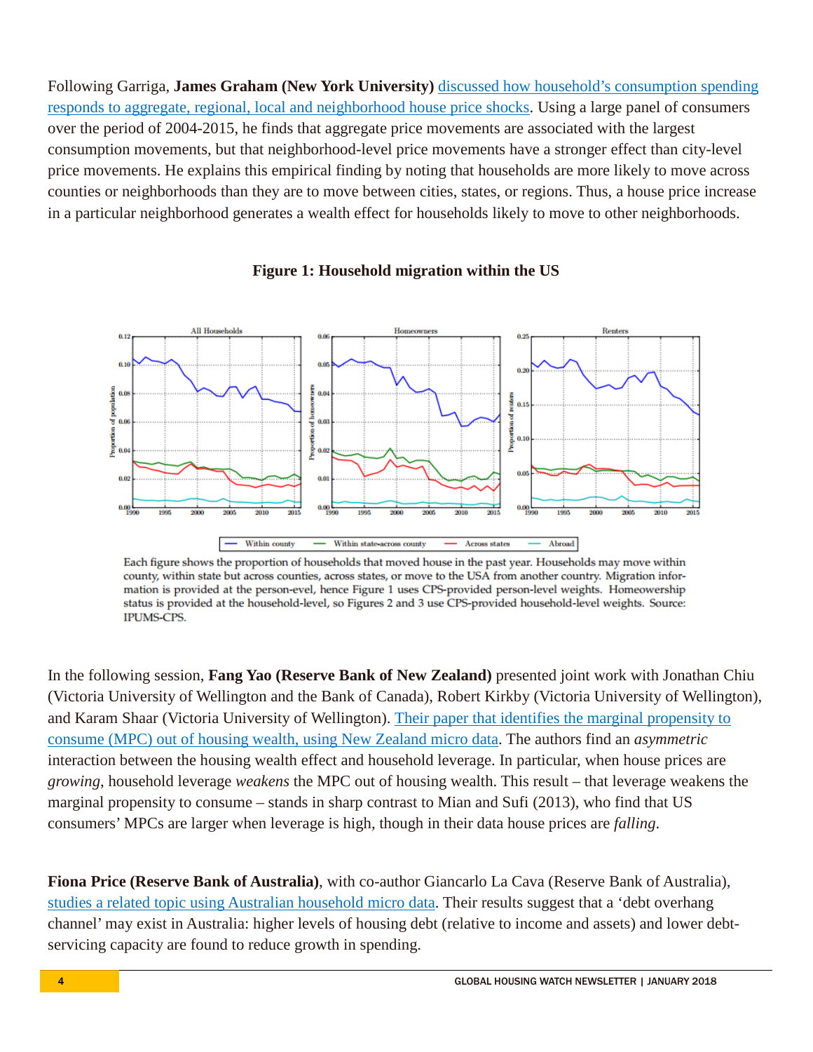Following Garriga, **James Graham (New York University)** discussed how household's consumption spending responds to aggregate, regional, local and neighborhood house price shocks. Using a large panel of consumers over the period of 2004-2015, he finds that aggregate price movements are associated with the largest consumption movements, but that neighborhood-level price movements have a stronger effect than city-level price movements. He explains this empirical finding by noting that households are more likely to move across counties or neighborhoods than they are to move between cities, states, or regions. Thus, a house price increase in a particular neighborhood generates a wealth effect for households likely to move to other neighborhoods.

**Figure 1: Household migration within the US**

Each figure shows the proportion of households that moved house in the past year. Households may move within county, within state but across counties, across states, or move to the USA from another country. Migration information is provided at the person-evel, hence Figure 1 uses CPS-provided person-level weights. Homeownership status is provided at the household-level, so Figures 2 and 3 use CPS-provided household-level weights. Source: IPUMS-CPS.

In the following session, **Fang Yao (Reserve Bank of New Zealand)** presented joint work with Jonathan Chiu (Victoria University of Wellington and the Bank of Canada), Robert Kirkby (Victoria University of Wellington), and Karam Shaar (Victoria University of Wellington). Their paper that identifies the marginal propensity to consume (MPC) out of housing wealth, using New Zealand micro data. The authors find an *asymmetric* interaction between the housing wealth effect and household leverage. In particular, when house prices are *growing*, household leverage *weakens* the MPC out of housing wealth. This result – that leverage weakens the marginal propensity to consume – stands in sharp contrast to Mian and Sufi (2013), who find that US consumers' MPCs are larger when leverage is high, though in their data house prices are *falling*.

**Fiona Price (Reserve Bank of Australia)**, with co-author Giancarlo La Cava (Reserve Bank of Australia), studies a related topic using Australian household micro data. Their results suggest that a 'debt overhang channel' may exist in Australia: higher levels of housing debt (relative to income and assets) and lower debt-servicing capacity are found to reduce growth in spending.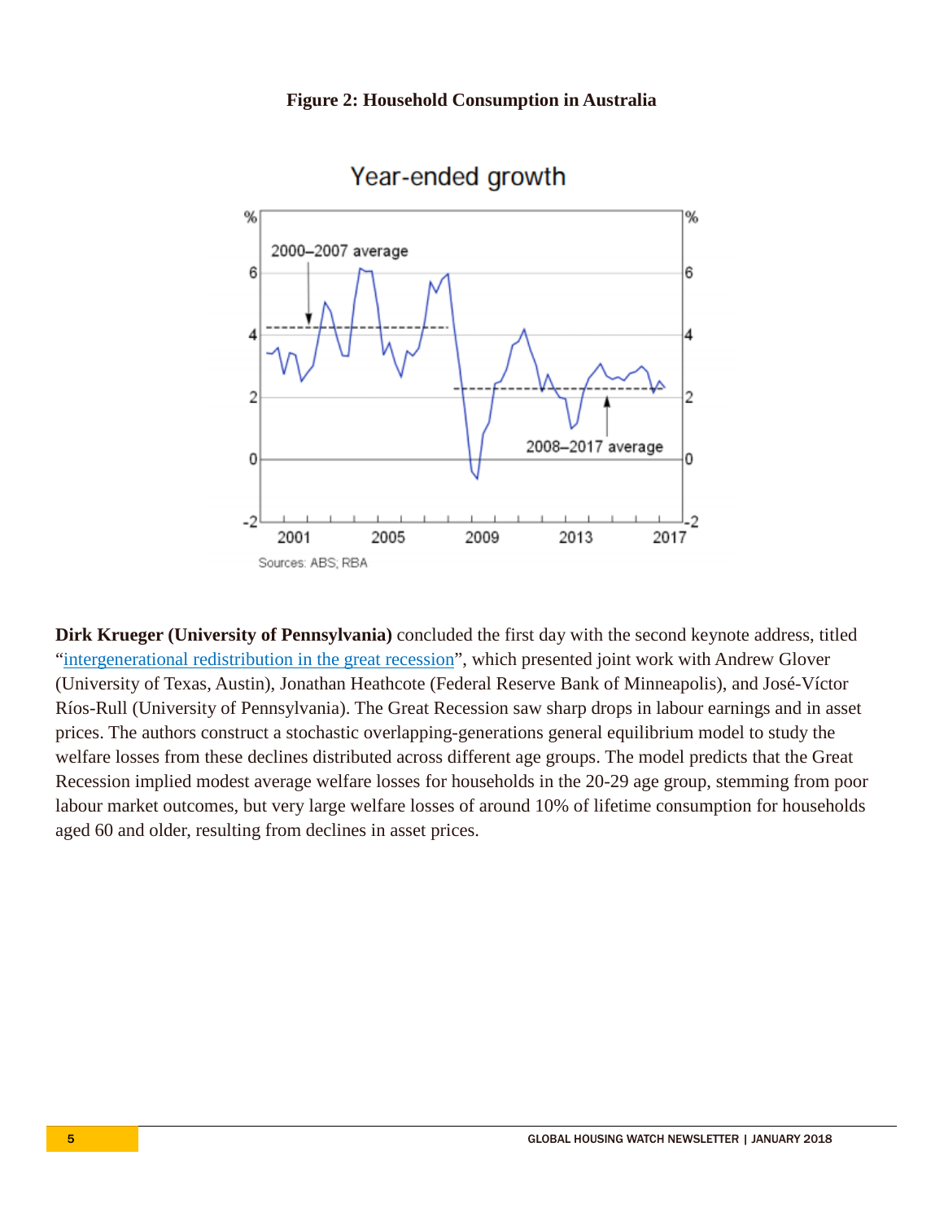**Figure 2: Household Consumption in Australia**

**Dirk Krueger (University of Pennsylvania)** concluded the first day with the second keynote address, titled "[intergenerational redistribution in the great recession]", which presented joint work with Andrew Glover (University of Texas, Austin), Jonathan Heathcote (Federal Reserve Bank of Minneapolis), and José-Víctor Ríos-Rull (University of Pennsylvania). The Great Recession saw sharp drops in labour earnings and in asset prices. The authors construct a stochastic overlapping-generations general equilibrium model to study the welfare losses from these declines distributed across different age groups. The model predicts that the Great Recession implied modest average welfare losses for households in the 20-29 age group, stemming from poor labour market outcomes, but very large welfare losses of around 10% of lifetime consumption for households aged 60 and older, resulting from declines in asset prices.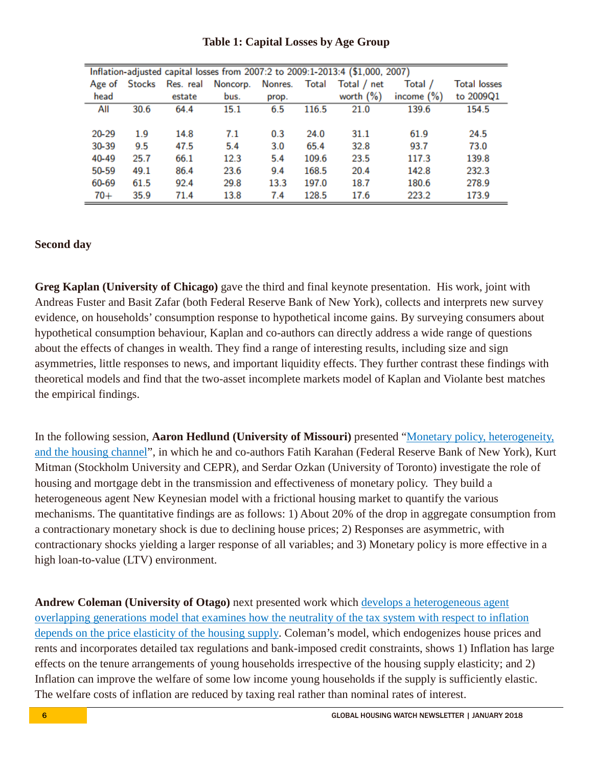**Table 1: Capital Losses by Age Group**

| Inflation-adjusted capital losses from 2007:2 to 2009:1-2013:4 ($1,000, 2007) | | | | | | | | |
|---|---|---|---|---|---|---|---|---|
| Age of head | Stocks | Res. real estate | Noncorp. bus. | Nonres. prop. | Total | Total / net worth (%) | Total / income (%) | Total losses to 2009Q1 |
| All | 30.6 | 64.4 | 15.1 | 6.5 | 116.5 | 21.0 | 139.6 | 154.5 |
| 20-29 | 1.9 | 14.8 | 7.1 | 0.3 | 24.0 | 31.1 | 61.9 | 24.5 |
| 30-39 | 9.5 | 47.5 | 5.4 | 3.0 | 65.4 | 32.8 | 93.7 | 73.0 |
| 40-49 | 25.7 | 66.1 | 12.3 | 5.4 | 109.6 | 23.5 | 117.3 | 139.8 |
| 50-59 | 49.1 | 86.4 | 23.6 | 9.4 | 168.5 | 20.4 | 142.8 | 232.3 |
| 60-69 | 61.5 | 92.4 | 29.8 | 13.3 | 197.0 | 18.7 | 180.6 | 278.9 |
| 70+ | 35.9 | 71.4 | 13.8 | 7.4 | 128.5 | 17.6 | 223.2 | 173.9 |

**Second day**

**Greg Kaplan (University of Chicago)** gave the third and final keynote presentation. His work, joint with Andreas Fuster and Basit Zafar (both Federal Reserve Bank of New York), collects and interprets new survey evidence, on households' consumption response to hypothetical income gains. By surveying consumers about hypothetical consumption behaviour, Kaplan and co-authors can directly address a wide range of questions about the effects of changes in wealth. They find a range of interesting results, including size and sign asymmetries, little responses to news, and important liquidity effects. They further contrast these findings with theoretical models and find that the two-asset incomplete markets model of Kaplan and Violante best matches the empirical findings.

In the following session, **Aaron Hedlund (University of Missouri)** presented "Monetary policy, heterogeneity, and the housing channel", in which he and co-authors Fatih Karahan (Federal Reserve Bank of New York), Kurt Mitman (Stockholm University and CEPR), and Serdar Ozkan (University of Toronto) investigate the role of housing and mortgage debt in the transmission and effectiveness of monetary policy. They build a heterogeneous agent New Keynesian model with a frictional housing market to quantify the various mechanisms. The quantitative findings are as follows: 1) About 20% of the drop in aggregate consumption from a contractionary monetary shock is due to declining house prices; 2) Responses are asymmetric, with contractionary shocks yielding a larger response of all variables; and 3) Monetary policy is more effective in a high loan-to-value (LTV) environment.

**Andrew Coleman (University of Otago)** next presented work which develops a heterogeneous agent overlapping generations model that examines how the neutrality of the tax system with respect to inflation depends on the price elasticity of the housing supply. Coleman's model, which endogenizes house prices and rents and incorporates detailed tax regulations and bank-imposed credit constraints, shows 1) Inflation has large effects on the tenure arrangements of young households irrespective of the housing supply elasticity; and 2) Inflation can improve the welfare of some low income young households if the supply is sufficiently elastic. The welfare costs of inflation are reduced by taxing real rather than nominal rates of interest.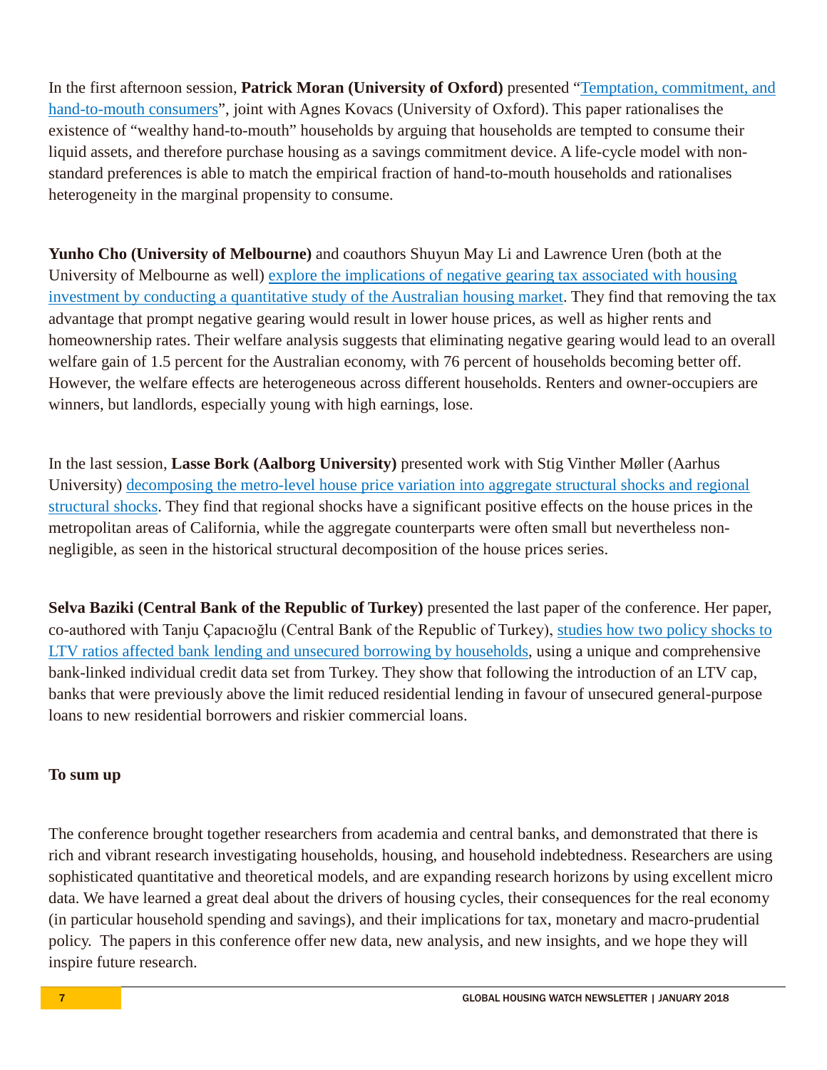In the first afternoon session, **Patrick Moran (University of Oxford)** presented "Temptation, commitment, and hand-to-mouth consumers", joint with Agnes Kovacs (University of Oxford). This paper rationalises the existence of "wealthy hand-to-mouth" households by arguing that households are tempted to consume their liquid assets, and therefore purchase housing as a savings commitment device. A life-cycle model with non-standard preferences is able to match the empirical fraction of hand-to-mouth households and rationalises heterogeneity in the marginal propensity to consume.

**Yunho Cho (University of Melbourne)** and coauthors Shuyun May Li and Lawrence Uren (both at the University of Melbourne as well) explore the implications of negative gearing tax associated with housing investment by conducting a quantitative study of the Australian housing market. They find that removing the tax advantage that prompt negative gearing would result in lower house prices, as well as higher rents and homeownership rates. Their welfare analysis suggests that eliminating negative gearing would lead to an overall welfare gain of 1.5 percent for the Australian economy, with 76 percent of households becoming better off. However, the welfare effects are heterogeneous across different households. Renters and owner-occupiers are winners, but landlords, especially young with high earnings, lose.

In the last session, **Lasse Bork (Aalborg University)** presented work with Stig Vinther Møller (Aarhus University) decomposing the metro-level house price variation into aggregate structural shocks and regional structural shocks. They find that regional shocks have a significant positive effects on the house prices in the metropolitan areas of California, while the aggregate counterparts were often small but nevertheless non-negligible, as seen in the historical structural decomposition of the house prices series.

**Selva Baziki (Central Bank of the Republic of Turkey)** presented the last paper of the conference. Her paper, co-authored with Tanju Çapacıoğlu (Central Bank of the Republic of Turkey), studies how two policy shocks to LTV ratios affected bank lending and unsecured borrowing by households, using a unique and comprehensive bank-linked individual credit data set from Turkey. They show that following the introduction of an LTV cap, banks that were previously above the limit reduced residential lending in favour of unsecured general-purpose loans to new residential borrowers and riskier commercial loans.

**To sum up**

The conference brought together researchers from academia and central banks, and demonstrated that there is rich and vibrant research investigating households, housing, and household indebtedness. Researchers are using sophisticated quantitative and theoretical models, and are expanding research horizons by using excellent micro data. We have learned a great deal about the drivers of housing cycles, their consequences for the real economy (in particular household spending and savings), and their implications for tax, monetary and macro-prudential policy. The papers in this conference offer new data, new analysis, and new insights, and we hope they will inspire future research.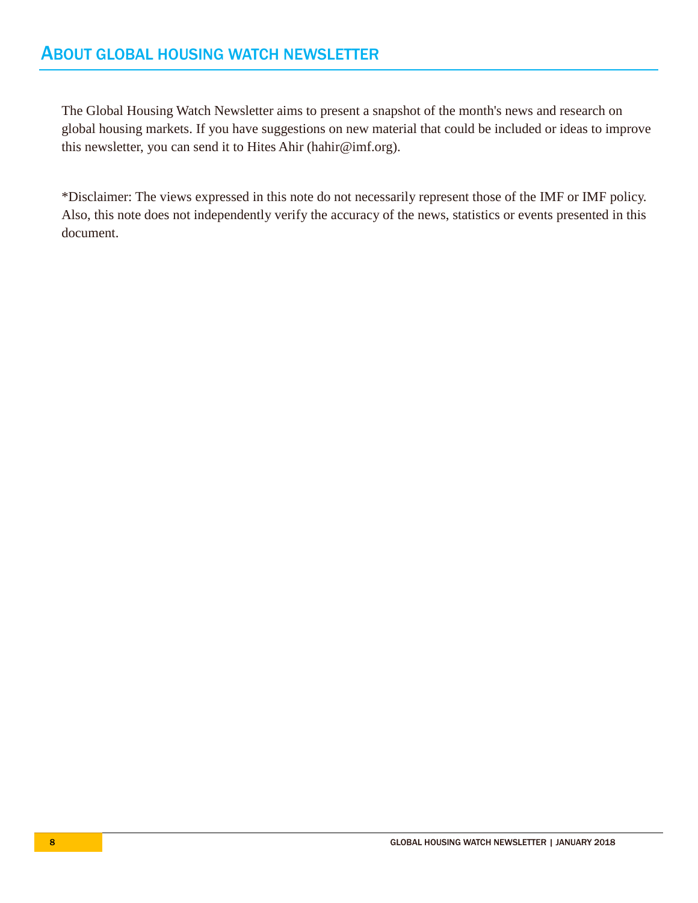## About Global Housing Watch Newsletter

The Global Housing Watch Newsletter aims to present a snapshot of the month's news and research on global housing markets. If you have suggestions on new material that could be included or ideas to improve this newsletter, you can send it to Hites Ahir (hahir@imf.org).

*Disclaimer: The views expressed in this note do not necessarily represent those of the IMF or IMF policy. Also, this note does not independently verify the accuracy of the news, statistics or events presented in this document.